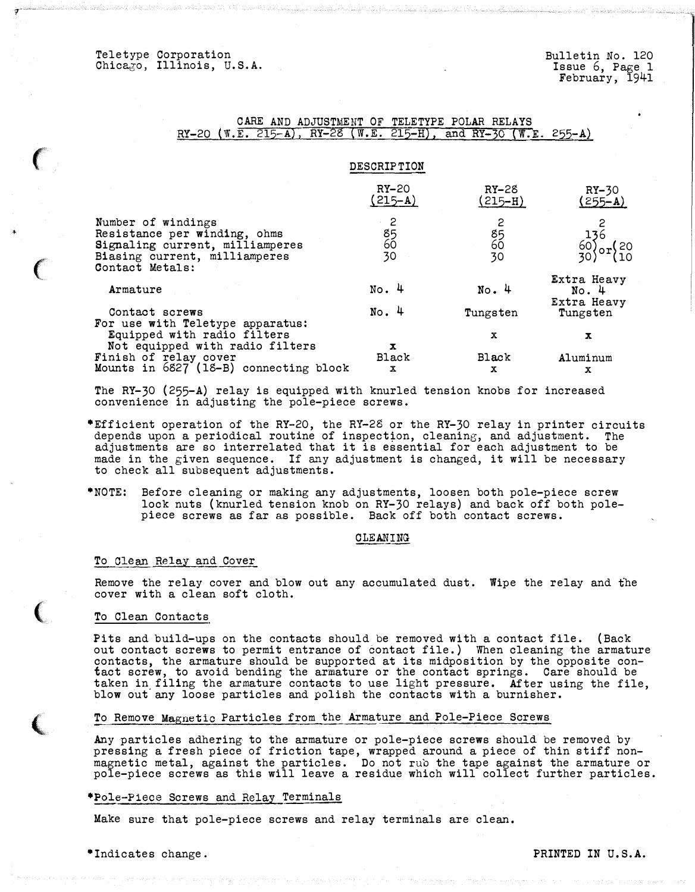Teletype Corporation
Chicago, Illinois, U.S.A.

Bulletin No. 120
Issue 6, Page 1
February, 1941

# CARE AND ADJUSTMENT OF TELETYPE POLAR RELAYS
## RY-20 (W.E. 215-A), RY-28 (W.E. 215-H), and RY-30 (W.E. 255-A)

### DESCRIPTION

| | RY-20 (215-A) | RY-28 (215-H) | RY-30 (255-A) |
|---|---|---|---|
| Number of windings | 2 | 2 | 2 |
| Resistance per winding, ohms | 85 | 85 | 136 |
| Signaling current, milliamperes | 60 | 60 | 60 or 20 |
| Biasing current, milliamperes | 30 | 30 | 30 or 10 |
| Contact Metals: | | | |
| Armature | No. 4 | No. 4 | Extra Heavy No. 4 |
| Contact screws | No. 4 | Tungsten | Extra Heavy Tungsten |
| For use with Teletype apparatus: | | | |
| Equipped with radio filters | | x | x |
| Not equipped with radio filters | x | | |
| Finish of relay cover | Black | Black | Aluminum |
| Mounts in 6827 (18-B) connecting block | x | x | x |

The RY-30 (255-A) relay is equipped with knurled tension knobs for increased convenience in adjusting the pole-piece screws.

*Efficient operation of the RY-20, the RY-28 or the RY-30 relay in printer circuits depends upon a periodical routine of inspection, cleaning, and adjustment. The adjustments are so interrelated that it is essential for each adjustment to be made in the given sequence. If any adjustment is changed, it will be necessary to check all subsequent adjustments.

*NOTE: Before cleaning or making any adjustments, loosen both pole-piece screw lock nuts (knurled tension knob on RY-30 relays) and back off both pole-piece screws as far as possible. Back off both contact screws.

### CLEANING

#### To Clean Relay and Cover

Remove the relay cover and blow out any accumulated dust. Wipe the relay and the cover with a clean soft cloth.

#### To Clean Contacts

Pits and build-ups on the contacts should be removed with a contact file. (Back out contact screws to permit entrance of contact file.) When cleaning the armature contacts, the armature should be supported at its midposition by the opposite contact screw, to avoid bending the armature or the contact springs. Care should be taken in filing the armature contacts to use light pressure. After using the file, blow out any loose particles and polish the contacts with a burnisher.

#### To Remove Magnetic Particles from the Armature and Pole-Piece Screws

Any particles adhering to the armature or pole-piece screws should be removed by pressing a fresh piece of friction tape, wrapped around a piece of thin stiff non-magnetic metal, against the particles. Do not rub the tape against the armature or pole-piece screws as this will leave a residue which will collect further particles.

#### *Pole-Piece Screws and Relay Terminals

Make sure that pole-piece screws and relay terminals are clean.

*Indicates change.

PRINTED IN U.S.A.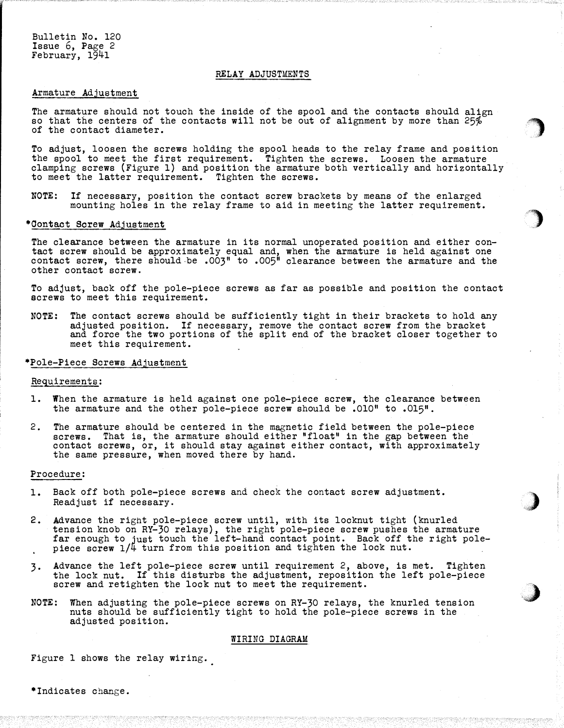Bulletin No. 120
Issue 6, Page 2
February, 1941

## RELAY ADJUSTMENTS

### Armature Adjustment

The armature should not touch the inside of the spool and the contacts should align so that the centers of the contacts will not be out of alignment by more than 25% of the contact diameter.

To adjust, loosen the screws holding the spool heads to the relay frame and position the spool to meet the first requirement. Tighten the screws. Loosen the armature clamping screws (Figure 1) and position the armature both vertically and horizontally to meet the latter requirement. Tighten the screws.

NOTE: If necessary, position the contact screw brackets by means of the enlarged mounting holes in the relay frame to aid in meeting the latter requirement.

### *Contact Screw Adjustment

The clearance between the armature in its normal unoperated position and either contact screw should be approximately equal and, when the armature is held against one contact screw, there should be .003" to .005" clearance between the armature and the other contact screw.

To adjust, back off the pole-piece screws as far as possible and position the contact screws to meet this requirement.

NOTE: The contact screws should be sufficiently tight in their brackets to hold any adjusted position. If necessary, remove the contact screw from the bracket and force the two portions of the split end of the bracket closer together to meet this requirement.

### *Pole-Piece Screws Adjustment

Requirements:

1. When the armature is held against one pole-piece screw, the clearance between the armature and the other pole-piece screw should be .010" to .015".
2. The armature should be centered in the magnetic field between the pole-piece screws. That is, the armature should either "float" in the gap between the contact screws, or, it should stay against either contact, with approximately the same pressure, when moved there by hand.

Procedure:

1. Back off both pole-piece screws and check the contact screw adjustment. Readjust if necessary.
2. Advance the right pole-piece screw until, with its locknut tight (knurled tension knob on RY-30 relays), the right pole-piece screw pushes the armature far enough to just touch the left-hand contact point. Back off the right pole-piece screw 1/4 turn from this position and tighten the lock nut.
3. Advance the left pole-piece screw until requirement 2, above, is met. Tighten the lock nut. If this disturbs the adjustment, reposition the left pole-piece screw and retighten the lock nut to meet the requirement.

NOTE: When adjusting the pole-piece screws on RY-30 relays, the knurled tension nuts should be sufficiently tight to hold the pole-piece screws in the adjusted position.

## WIRING DIAGRAM

Figure 1 shows the relay wiring.

*Indicates change.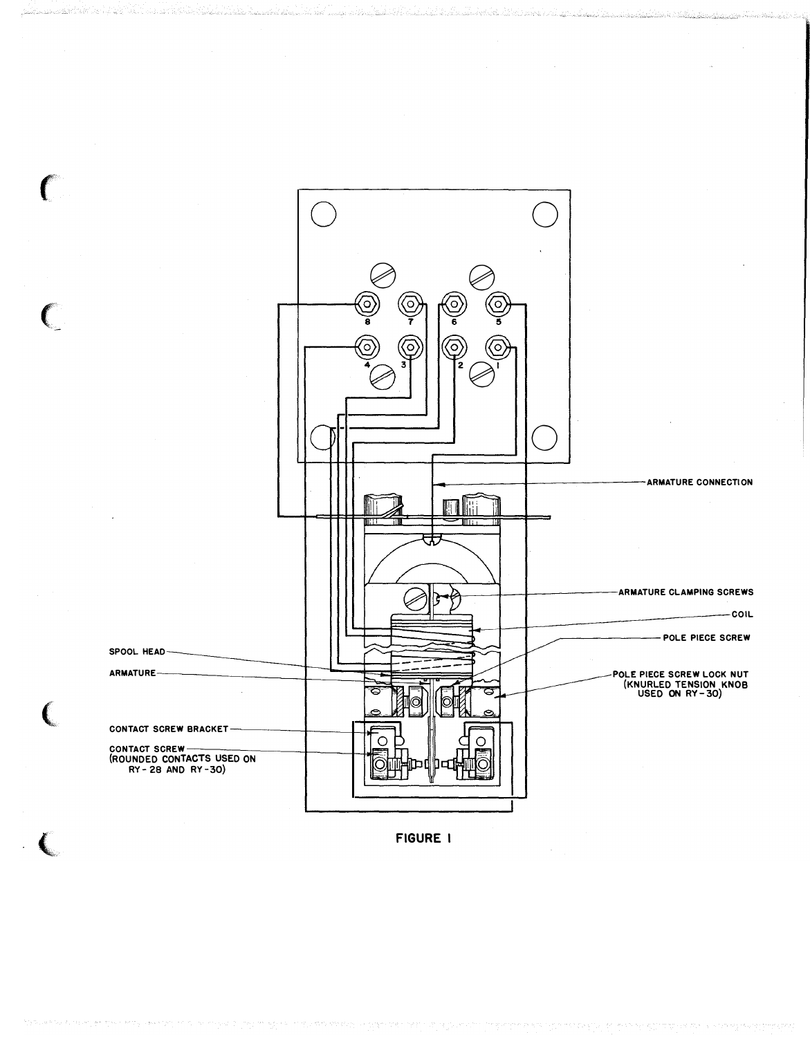8 7 6 5

4 3 2 1

ARMATURE CONNECTION

ARMATURE CLAMPING SCREWS

COIL

POLE PIECE SCREW

SPOOL HEAD

ARMATURE

POLE PIECE SCREW LOCK NUT (KNURLED TENSION KNOB USED ON RY-30)

CONTACT SCREW BRACKET

CONTACT SCREW (ROUNDED CONTACTS USED ON RY-28 AND RY-30)

FIGURE 1